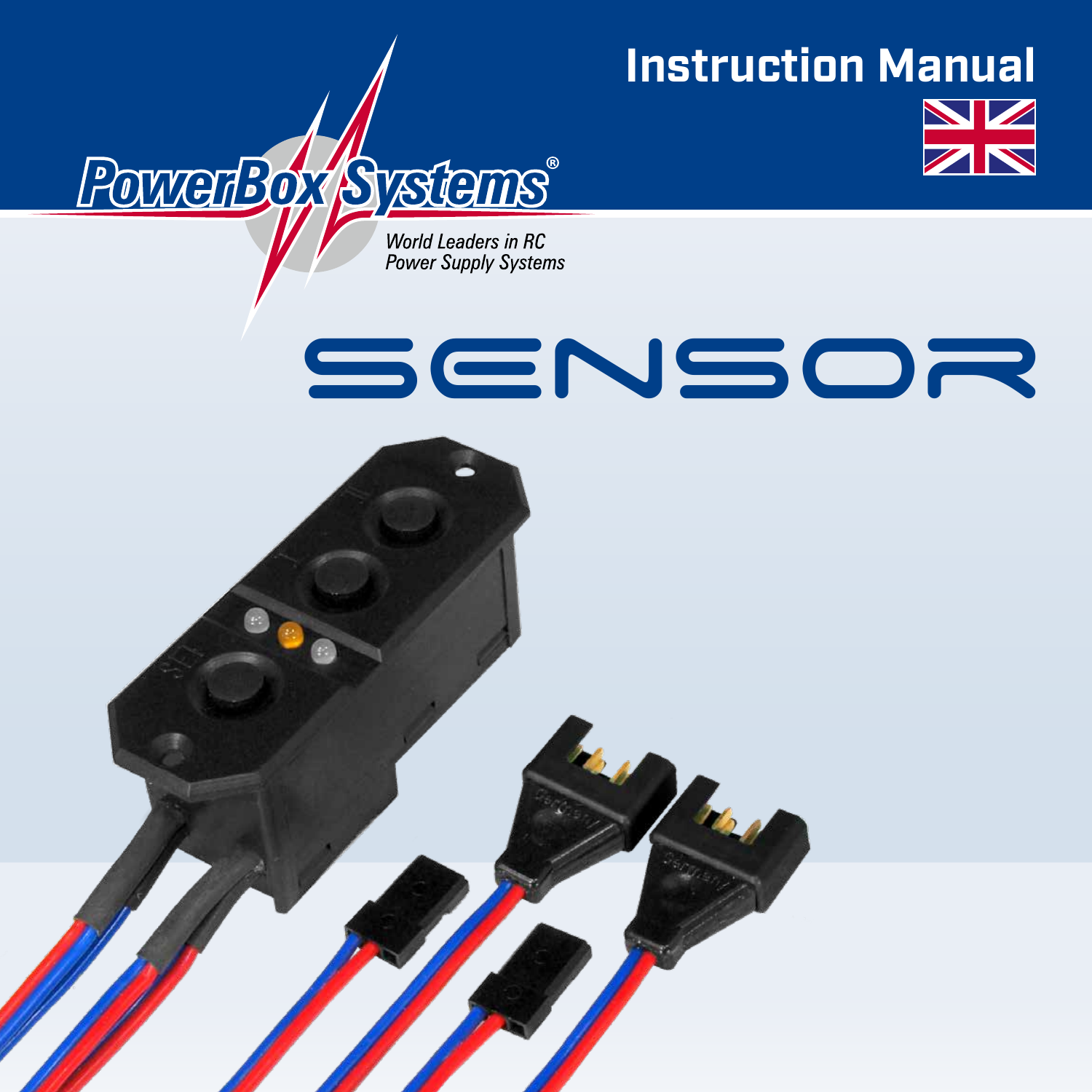# Instruction Manual

PowerBox Systems®

*World Leaders in RC Power Supply Systems*

# SENSOR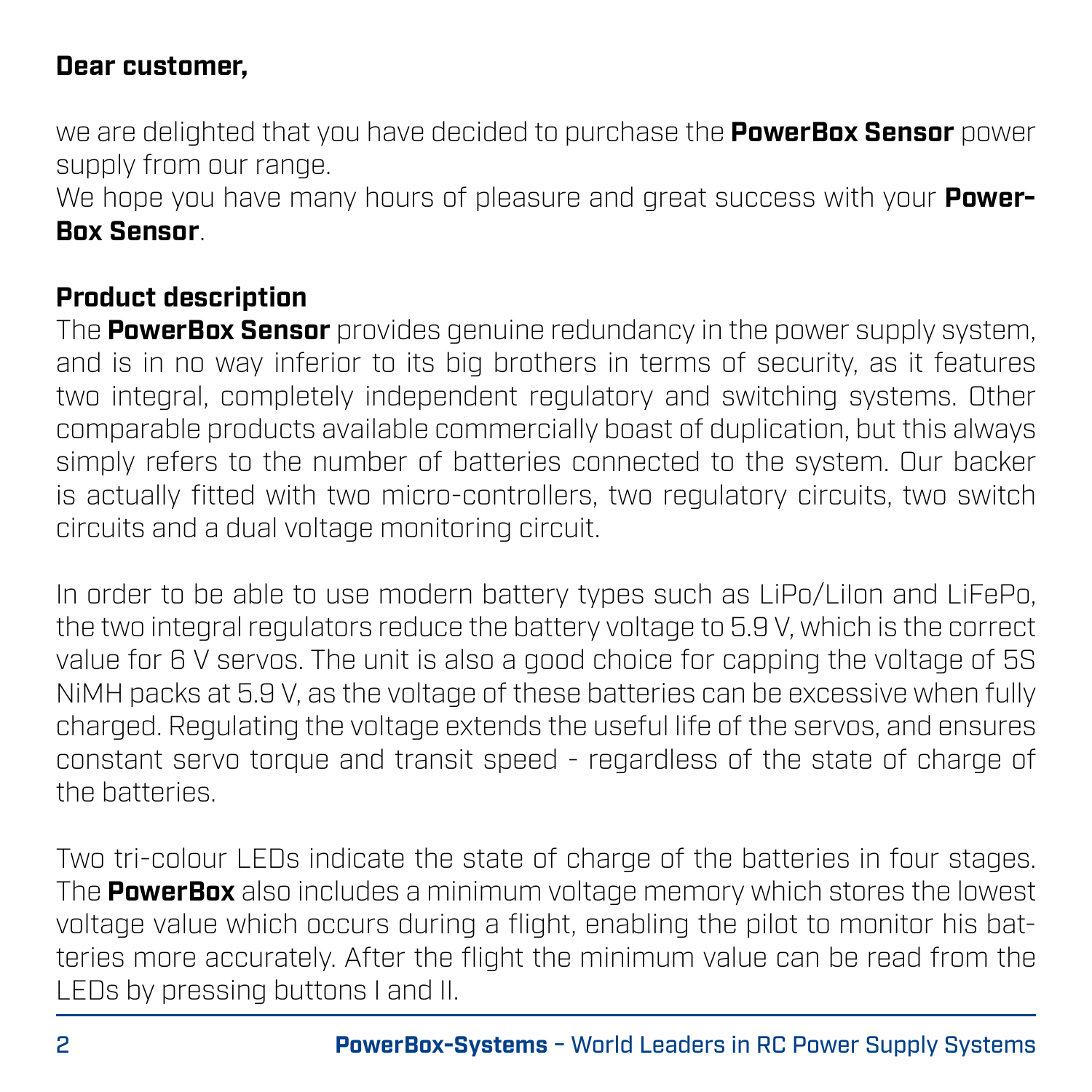**Dear customer,**

we are delighted that you have decided to purchase the **PowerBox Sensor** power supply from our range.
We hope you have many hours of pleasure and great success with your **PowerBox Sensor**.

## Product description

The **PowerBox Sensor** provides genuine redundancy in the power supply system, and is in no way inferior to its big brothers in terms of security, as it features two integral, completely independent regulatory and switching systems. Other comparable products available commercially boast of duplication, but this always simply refers to the number of batteries connected to the system. Our backer is actually fitted with two micro-controllers, two regulatory circuits, two switch circuits and a dual voltage monitoring circuit.

In order to be able to use modern battery types such as LiPo/LiIon and LiFePo, the two integral regulators reduce the battery voltage to 5.9 V, which is the correct value for 6 V servos. The unit is also a good choice for capping the voltage of 5S NiMH packs at 5.9 V, as the voltage of these batteries can be excessive when fully charged. Regulating the voltage extends the useful life of the servos, and ensures constant servo torque and transit speed - regardless of the state of charge of the batteries.

Two tri-colour LEDs indicate the state of charge of the batteries in four stages. The **PowerBox** also includes a minimum voltage memory which stores the lowest voltage value which occurs during a flight, enabling the pilot to monitor his batteries more accurately. After the flight the minimum value can be read from the LEDs by pressing buttons I and II.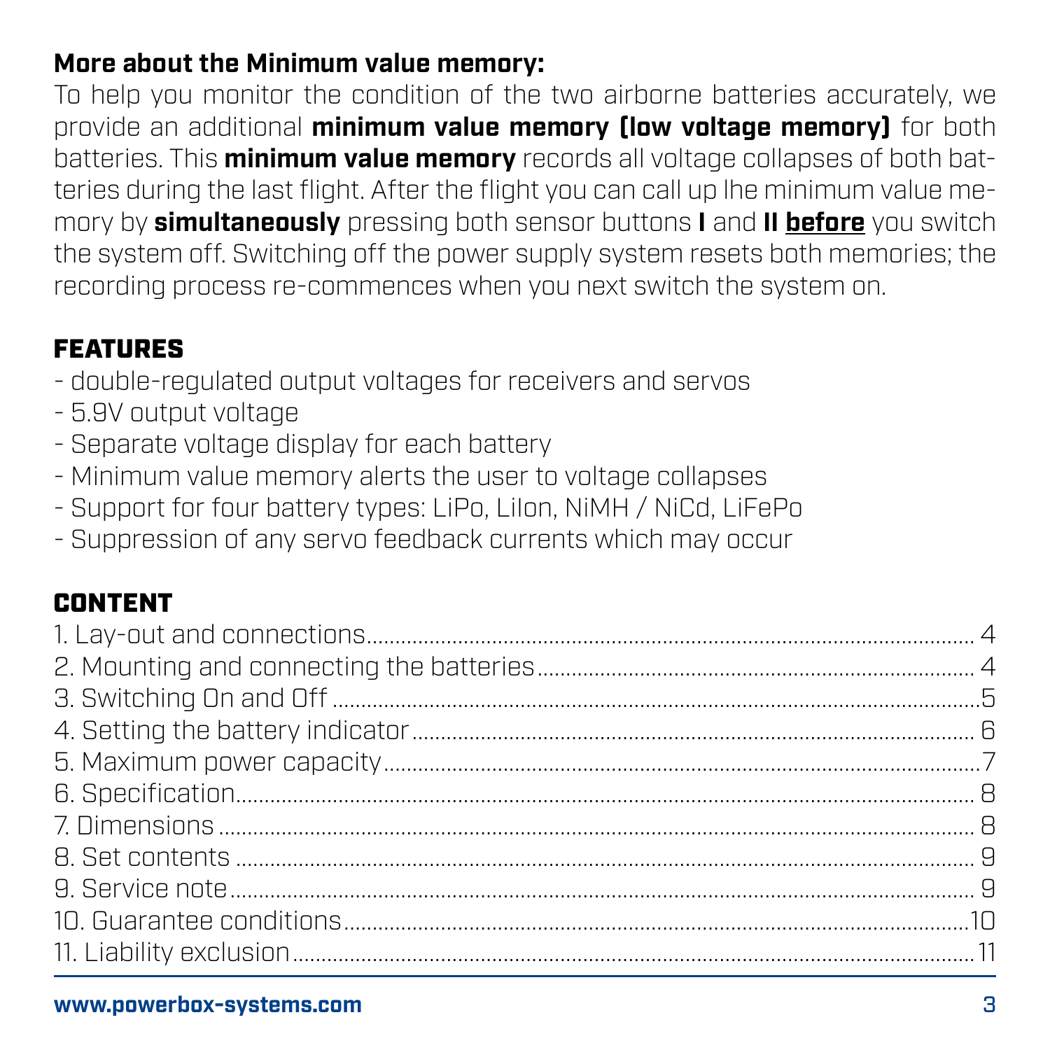**More about the Minimum value memory:**

To help you monitor the condition of the two airborne batteries accurately, we provide an additional **minimum value memory (low voltage memory)** for both batteries. This **minimum value memory** records all voltage collapses of both batteries during the last flight. After the flight you can call up lhe minimum value memory by **simultaneously** pressing both sensor buttons **I** and **II** **before** you switch the system off. Switching off the power supply system resets both memories; the recording process re-commences when you next switch the system on.

## FEATURES

- double-regulated output voltages for receivers and servos
- 5.9V output voltage
- Separate voltage display for each battery
- Minimum value memory alerts the user to voltage collapses
- Support for four battery types: LiPo, LiIon, NiMH / NiCd, LiFePo
- Suppression of any servo feedback currents which may occur

## CONTENT

1. Lay-out and connections.......... 4
2. Mounting and connecting the batteries.......... 4
3. Switching On and Off.......... 5
4. Setting the battery indicator.......... 6
5. Maximum power capacity.......... 7
6. Specification.......... 8
7. Dimensions.......... 8
8. Set contents.......... 9
9. Service note.......... 9
10. Guarantee conditions.......... 10
11. Liability exclusion.......... 11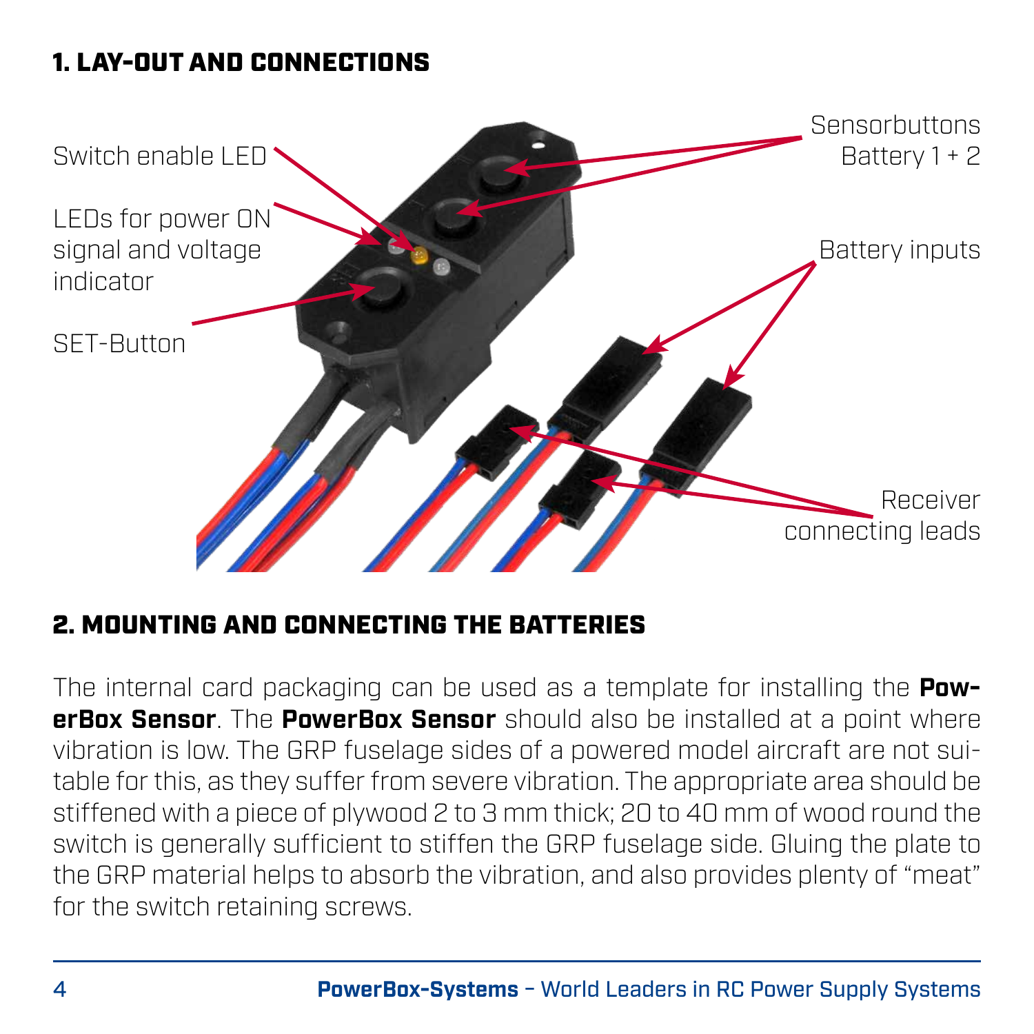## 1. LAY-OUT AND CONNECTIONS

Switch enable LED

LEDs for power ON signal and voltage indicator

SET-Button

Sensorbuttons Battery 1 + 2

Battery inputs

Receiver connecting leads

## 2. MOUNTING AND CONNECTING THE BATTERIES

The internal card packaging can be used as a template for installing the **PowerBox Sensor**. The **PowerBox Sensor** should also be installed at a point where vibration is low. The GRP fuselage sides of a powered model aircraft are not suitable for this, as they suffer from severe vibration. The appropriate area should be stiffened with a piece of plywood 2 to 3 mm thick; 20 to 40 mm of wood round the switch is generally sufficient to stiffen the GRP fuselage side. Gluing the plate to the GRP material helps to absorb the vibration, and also provides plenty of "meat" for the switch retaining screws.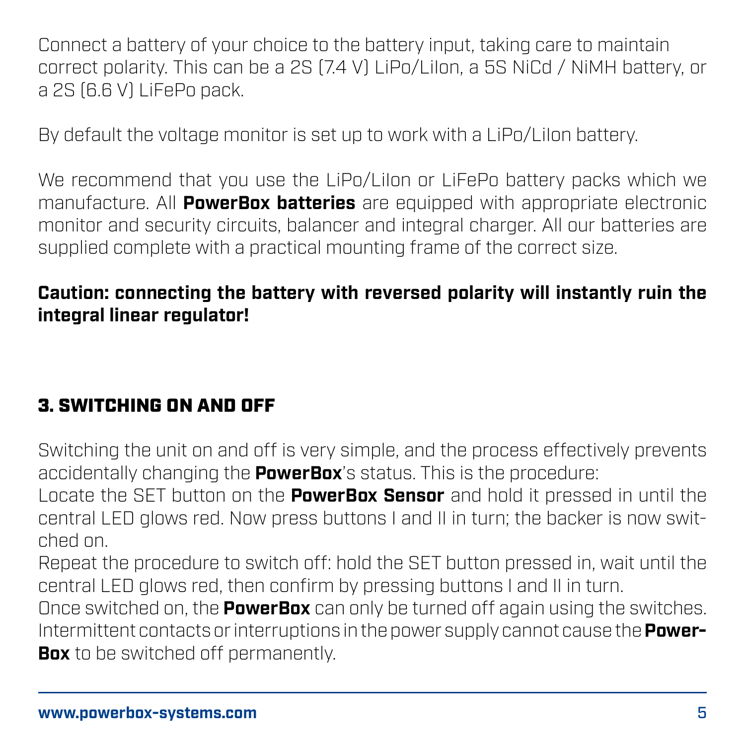Connect a battery of your choice to the battery input, taking care to maintain correct polarity. This can be a 2S (7.4 V) LiPo/LiIon, a 5S NiCd / NiMH battery, or a 2S (6.6 V) LiFePo pack.

By default the voltage monitor is set up to work with a LiPo/LiIon battery.

We recommend that you use the LiPo/LiIon or LiFePo battery packs which we manufacture. All **PowerBox batteries** are equipped with appropriate electronic monitor and security circuits, balancer and integral charger. All our batteries are supplied complete with a practical mounting frame of the correct size.

**Caution: connecting the battery with reversed polarity will instantly ruin the integral linear regulator!**

## 3. SWITCHING ON AND OFF

Switching the unit on and off is very simple, and the process effectively prevents accidentally changing the **PowerBox**'s status. This is the procedure:
Locate the SET button on the **PowerBox Sensor** and hold it pressed in until the central LED glows red. Now press buttons I and II in turn; the backer is now switched on.
Repeat the procedure to switch off: hold the SET button pressed in, wait until the central LED glows red, then confirm by pressing buttons I and II in turn.
Once switched on, the **PowerBox** can only be turned off again using the switches. Intermittent contacts or interruptions in the power supply cannot cause the **PowerBox** to be switched off permanently.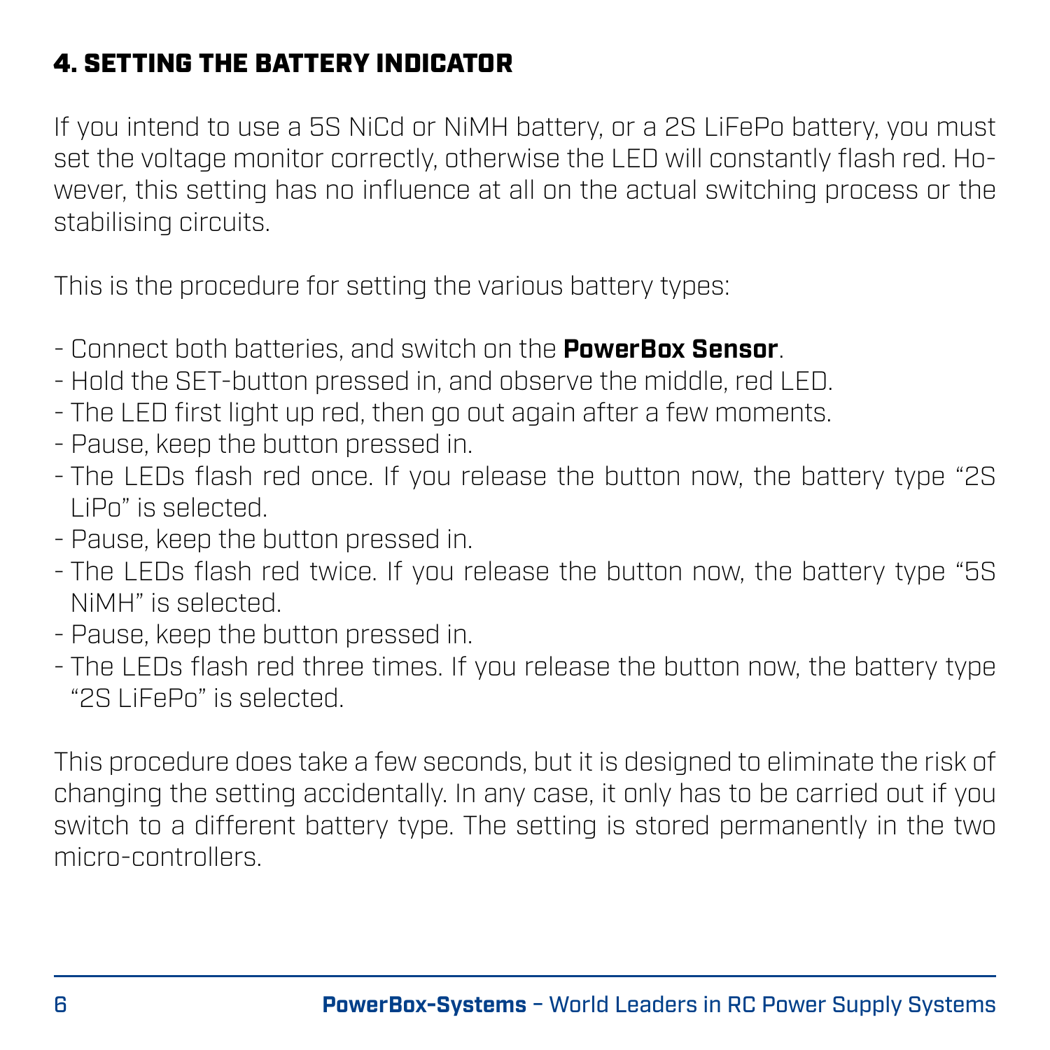## 4. SETTING THE BATTERY INDICATOR

If you intend to use a 5S NiCd or NiMH battery, or a 2S LiFePo battery, you must set the voltage monitor correctly, otherwise the LED will constantly flash red. However, this setting has no influence at all on the actual switching process or the stabilising circuits.

This is the procedure for setting the various battery types:

- Connect both batteries, and switch on the **PowerBox Sensor**.
- Hold the SET-button pressed in, and observe the middle, red LED.
- The LED first light up red, then go out again after a few moments.
- Pause, keep the button pressed in.
- The LEDs flash red once. If you release the button now, the battery type "2S LiPo" is selected.
- Pause, keep the button pressed in.
- The LEDs flash red twice. If you release the button now, the battery type "5S NiMH" is selected.
- Pause, keep the button pressed in.
- The LEDs flash red three times. If you release the button now, the battery type "2S LiFePo" is selected.

This procedure does take a few seconds, but it is designed to eliminate the risk of changing the setting accidentally. In any case, it only has to be carried out if you switch to a different battery type. The setting is stored permanently in the two micro-controllers.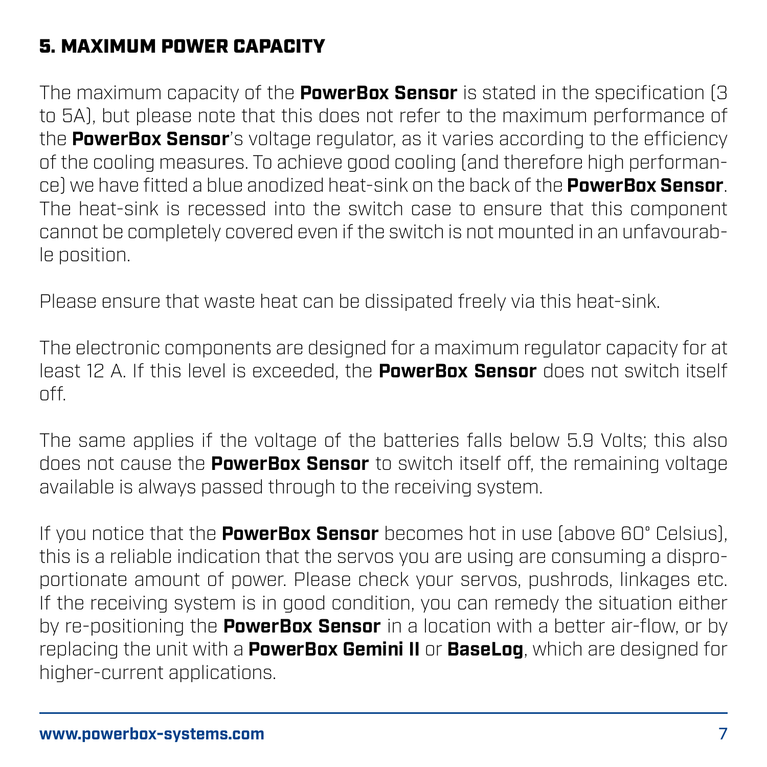## 5. MAXIMUM POWER CAPACITY

The maximum capacity of the **PowerBox Sensor** is stated in the specification (3 to 5A), but please note that this does not refer to the maximum performance of the **PowerBox Sensor**'s voltage regulator, as it varies according to the efficiency of the cooling measures. To achieve good cooling (and therefore high performance) we have fitted a blue anodized heat-sink on the back of the **PowerBox Sensor**. The heat-sink is recessed into the switch case to ensure that this component cannot be completely covered even if the switch is not mounted in an unfavourable position.

Please ensure that waste heat can be dissipated freely via this heat-sink.

The electronic components are designed for a maximum regulator capacity for at least 12 A. If this level is exceeded, the **PowerBox Sensor** does not switch itself off.

The same applies if the voltage of the batteries falls below 5.9 Volts; this also does not cause the **PowerBox Sensor** to switch itself off, the remaining voltage available is always passed through to the receiving system.

If you notice that the **PowerBox Sensor** becomes hot in use (above 60° Celsius), this is a reliable indication that the servos you are using are consuming a disproportionate amount of power. Please check your servos, pushrods, linkages etc. If the receiving system is in good condition, you can remedy the situation either by re-positioning the **PowerBox Sensor** in a location with a better air-flow, or by replacing the unit with a **PowerBox Gemini II** or **BaseLog**, which are designed for higher-current applications.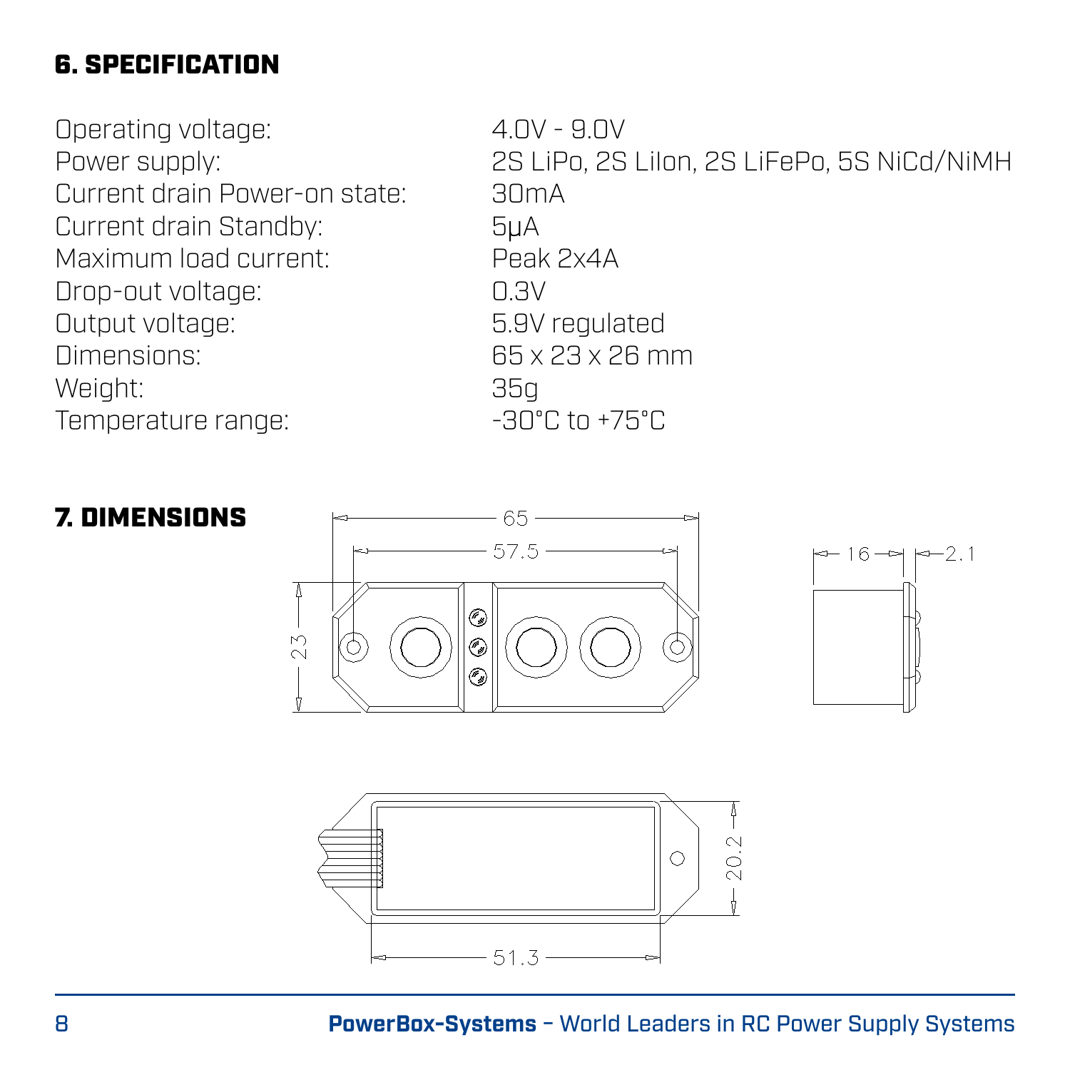## 6. SPECIFICATION

| | |
|---|---|
| Operating voltage: | 4.0V - 9.0V |
| Power supply: | 2S LiPo, 2S LiIon, 2S LiFePo, 5S NiCd/NiMH |
| Current drain Power-on state: | 30mA |
| Current drain Standby: | 5µA |
| Maximum load current: | Peak 2x4A |
| Drop-out voltage: | 0.3V |
| Output voltage: | 5.9V regulated |
| Dimensions: | 65 x 23 x 26 mm |
| Weight: | 35g |
| Temperature range: | -30°C to +75°C |

## 7. DIMENSIONS

65
57.5
23
16
2.1
20.2
51.3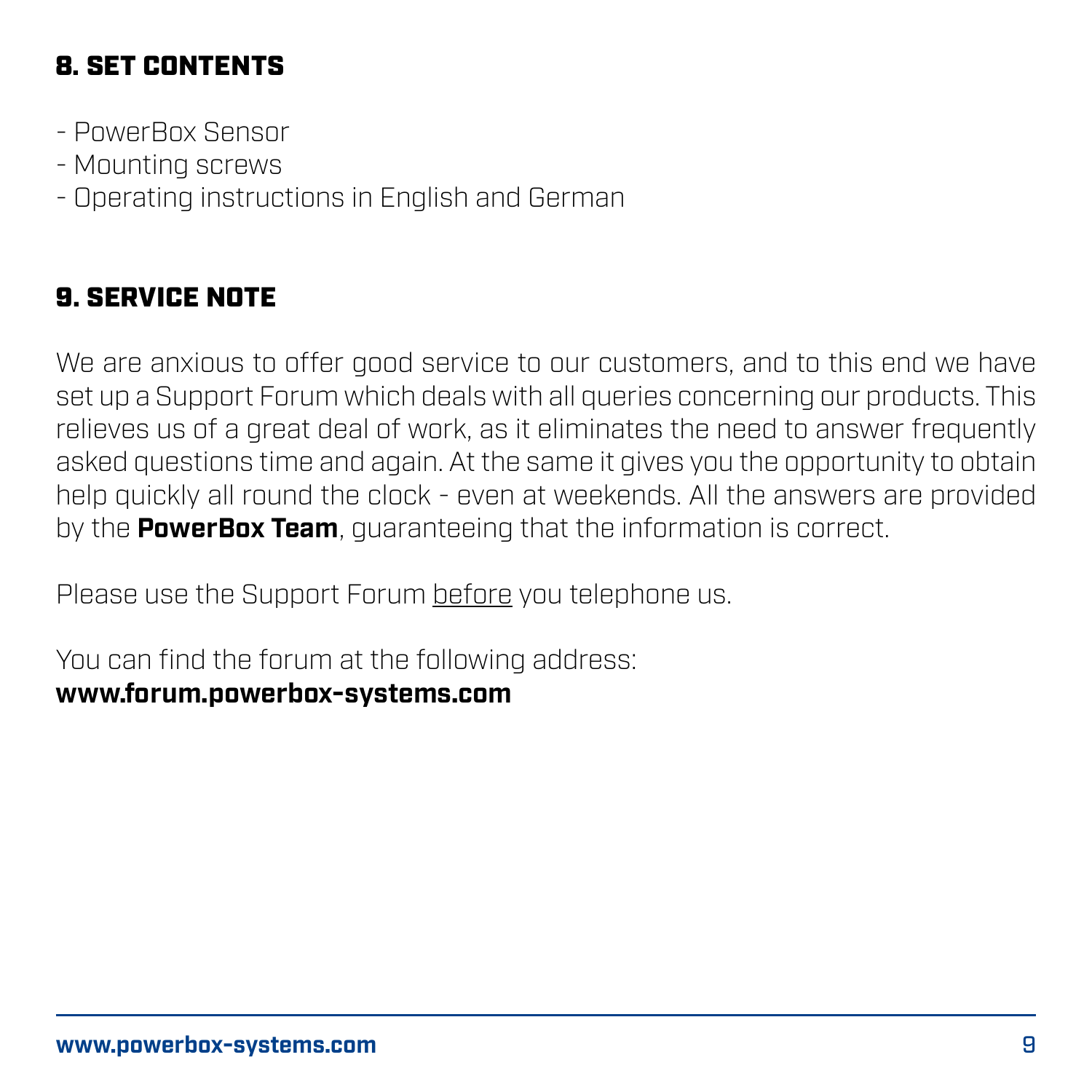## 8. SET CONTENTS

- PowerBox Sensor
- Mounting screws
- Operating instructions in English and German

## 9. SERVICE NOTE

We are anxious to offer good service to our customers, and to this end we have set up a Support Forum which deals with all queries concerning our products. This relieves us of a great deal of work, as it eliminates the need to answer frequently asked questions time and again. At the same it gives you the opportunity to obtain help quickly all round the clock - even at weekends. All the answers are provided by the **PowerBox Team**, guaranteeing that the information is correct.

Please use the Support Forum <u>before</u> you telephone us.

You can find the forum at the following address:
**www.forum.powerbox-systems.com**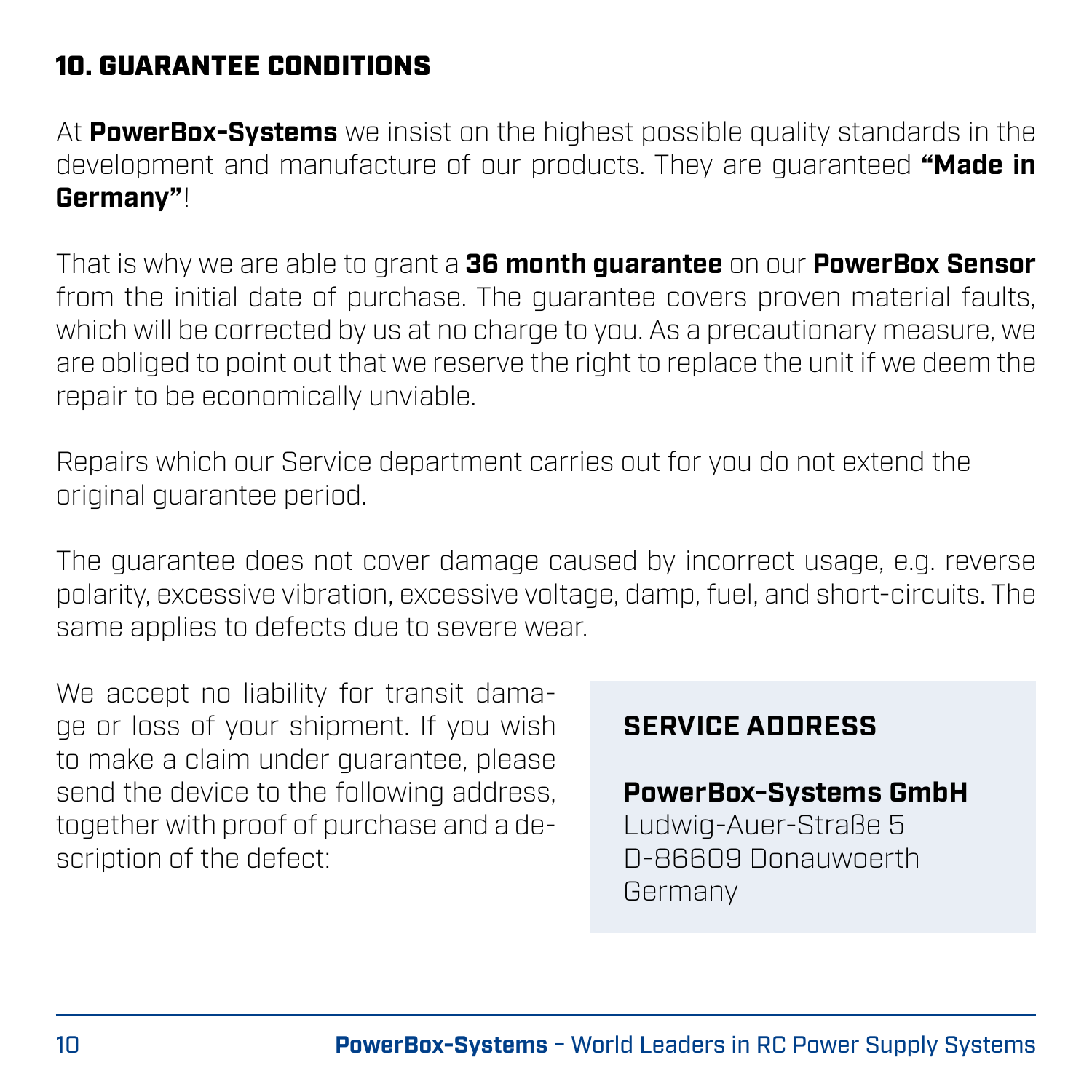## 10. GUARANTEE CONDITIONS

At **PowerBox-Systems** we insist on the highest possible quality standards in the development and manufacture of our products. They are guaranteed **"Made in Germany"**!

That is why we are able to grant a **36 month guarantee** on our **PowerBox Sensor** from the initial date of purchase. The guarantee covers proven material faults, which will be corrected by us at no charge to you. As a precautionary measure, we are obliged to point out that we reserve the right to replace the unit if we deem the repair to be economically unviable.

Repairs which our Service department carries out for you do not extend the original guarantee period.

The guarantee does not cover damage caused by incorrect usage, e.g. reverse polarity, excessive vibration, excessive voltage, damp, fuel, and short-circuits. The same applies to defects due to severe wear.

We accept no liability for transit damage or loss of your shipment. If you wish to make a claim under guarantee, please send the device to the following address, together with proof of purchase and a description of the defect:

### SERVICE ADDRESS

**PowerBox-Systems GmbH**
Ludwig-Auer-Straße 5
D-86609 Donauwoerth
Germany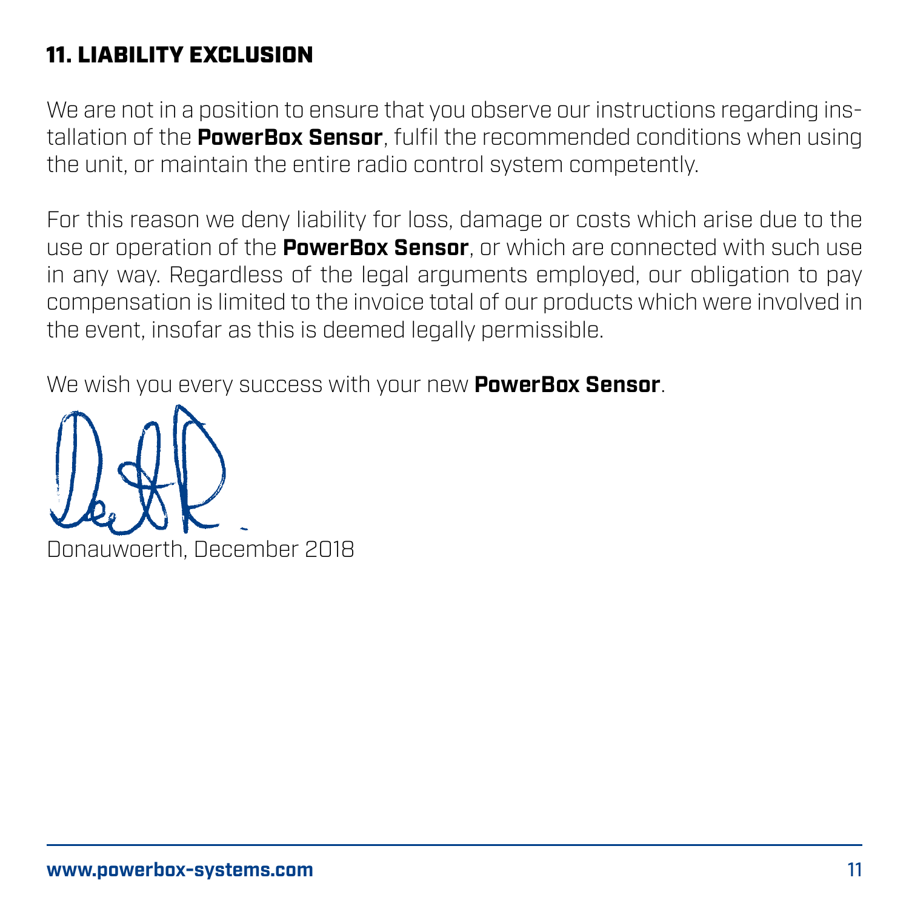## 11. LIABILITY EXCLUSION

We are not in a position to ensure that you observe our instructions regarding installation of the **PowerBox Sensor**, fulfil the recommended conditions when using the unit, or maintain the entire radio control system competently.

For this reason we deny liability for loss, damage or costs which arise due to the use or operation of the **PowerBox Sensor**, or which are connected with such use in any way. Regardless of the legal arguments employed, our obligation to pay compensation is limited to the invoice total of our products which were involved in the event, insofar as this is deemed legally permissible.

We wish you every success with your new **PowerBox Sensor**.

Donauwoerth, December 2018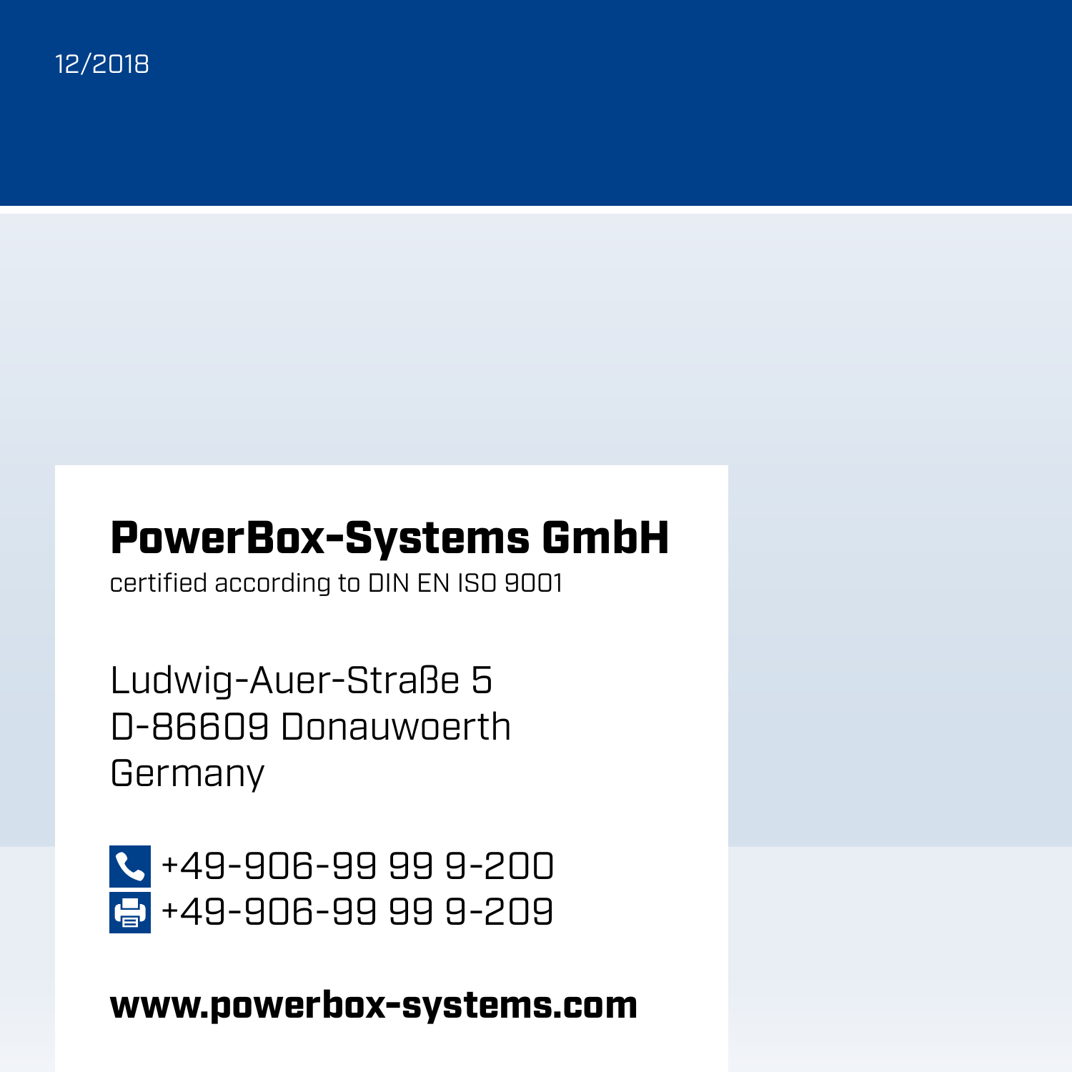12/2018

**PowerBox-Systems GmbH**
certified according to DIN EN ISO 9001

Ludwig-Auer-Straße 5
D-86609 Donauwoerth
Germany

+49-906-99 99 9-200
+49-906-99 99 9-209

**www.powerbox-systems.com**